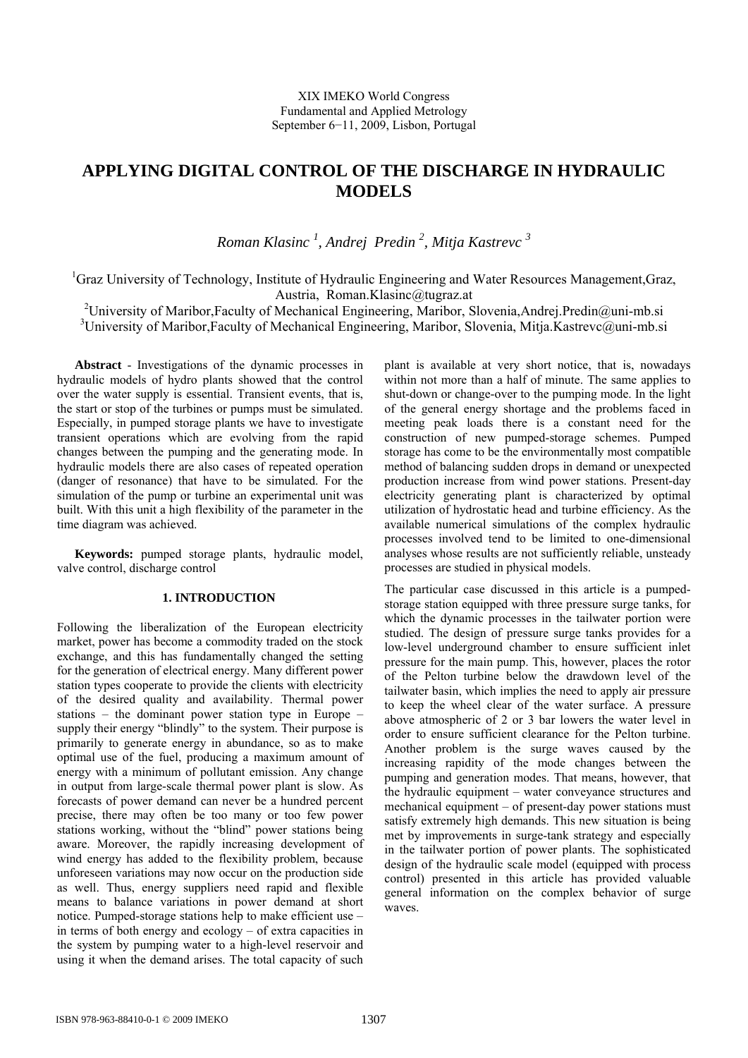XIX IMEKO World Congress
Fundamental and Applied Metrology
September 6−11, 2009, Lisbon, Portugal

# APPLYING DIGITAL CONTROL OF THE DISCHARGE IN HYDRAULIC MODELS

*Roman Klasinc [1], Andrej Predin [2], Mitja Kastrevc [3]*

[1]Graz University of Technology, Institute of Hydraulic Engineering and Water Resources Management,Graz, Austria, Roman.Klasinc@tugraz.at
[2]University of Maribor,Faculty of Mechanical Engineering, Maribor, Slovenia,Andrej.Predin@uni-mb.si
[3]University of Maribor,Faculty of Mechanical Engineering, Maribor, Slovenia, Mitja.Kastrevc@uni-mb.si

**Abstract** - Investigations of the dynamic processes in hydraulic models of hydro plants showed that the control over the water supply is essential. Transient events, that is, the start or stop of the turbines or pumps must be simulated. Especially, in pumped storage plants we have to investigate transient operations which are evolving from the rapid changes between the pumping and the generating mode. In hydraulic models there are also cases of repeated operation (danger of resonance) that have to be simulated. For the simulation of the pump or turbine an experimental unit was built. With this unit a high flexibility of the parameter in the time diagram was achieved.

**Keywords:** pumped storage plants, hydraulic model, valve control, discharge control

## 1. INTRODUCTION

Following the liberalization of the European electricity market, power has become a commodity traded on the stock exchange, and this has fundamentally changed the setting for the generation of electrical energy. Many different power station types cooperate to provide the clients with electricity of the desired quality and availability. Thermal power stations – the dominant power station type in Europe – supply their energy "blindly" to the system. Their purpose is primarily to generate energy in abundance, so as to make optimal use of the fuel, producing a maximum amount of energy with a minimum of pollutant emission. Any change in output from large-scale thermal power plant is slow. As forecasts of power demand can never be a hundred percent precise, there may often be too many or too few power stations working, without the "blind" power stations being aware. Moreover, the rapidly increasing development of wind energy has added to the flexibility problem, because unforeseen variations may now occur on the production side as well. Thus, energy suppliers need rapid and flexible means to balance variations in power demand at short notice. Pumped-storage stations help to make efficient use – in terms of both energy and ecology – of extra capacities in the system by pumping water to a high-level reservoir and using it when the demand arises. The total capacity of such plant is available at very short notice, that is, nowadays within not more than a half of minute. The same applies to shut-down or change-over to the pumping mode. In the light of the general energy shortage and the problems faced in meeting peak loads there is a constant need for the construction of new pumped-storage schemes. Pumped storage has come to be the environmentally most compatible method of balancing sudden drops in demand or unexpected production increase from wind power stations. Present-day electricity generating plant is characterized by optimal utilization of hydrostatic head and turbine efficiency. As the available numerical simulations of the complex hydraulic processes involved tend to be limited to one-dimensional analyses whose results are not sufficiently reliable, unsteady processes are studied in physical models.

The particular case discussed in this article is a pumped-storage station equipped with three pressure surge tanks, for which the dynamic processes in the tailwater portion were studied. The design of pressure surge tanks provides for a low-level underground chamber to ensure sufficient inlet pressure for the main pump. This, however, places the rotor of the Pelton turbine below the drawdown level of the tailwater basin, which implies the need to apply air pressure to keep the wheel clear of the water surface. A pressure above atmospheric of 2 or 3 bar lowers the water level in order to ensure sufficient clearance for the Pelton turbine. Another problem is the surge waves caused by the increasing rapidity of the mode changes between the pumping and generation modes. That means, however, that the hydraulic equipment – water conveyance structures and mechanical equipment – of present-day power stations must satisfy extremely high demands. This new situation is being met by improvements in surge-tank strategy and especially in the tailwater portion of power plants. The sophisticated design of the hydraulic scale model (equipped with process control) presented in this article has provided valuable general information on the complex behavior of surge waves.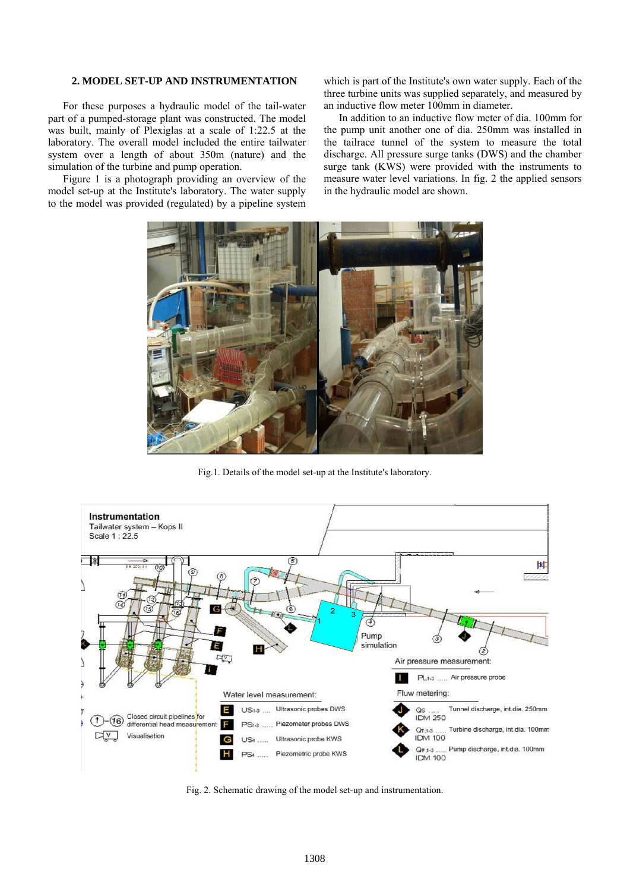## 2. MODEL SET-UP AND INSTRUMENTATION

For these purposes a hydraulic model of the tail-water part of a pumped-storage plant was constructed. The model was built, mainly of Plexiglas at a scale of 1:22.5 at the laboratory. The overall model included the entire tailwater system over a length of about 350m (nature) and the simulation of the turbine and pump operation.

Figure 1 is a photograph providing an overview of the model set-up at the Institute's laboratory. The water supply to the model was provided (regulated) by a pipeline system which is part of the Institute's own water supply. Each of the three turbine units was supplied separately, and measured by an inductive flow meter 100mm in diameter.

In addition to an inductive flow meter of dia. 100mm for the pump unit another one of dia. 250mm was installed in the tailrace tunnel of the system to measure the total discharge. All pressure surge tanks (DWS) and the chamber surge tank (KWS) were provided with the instruments to measure water level variations. In fig. 2 the applied sensors in the hydraulic model are shown.

Fig.1. Details of the model set-up at the Institute's laboratory.

Fig. 2. Schematic drawing of the model set-up and instrumentation.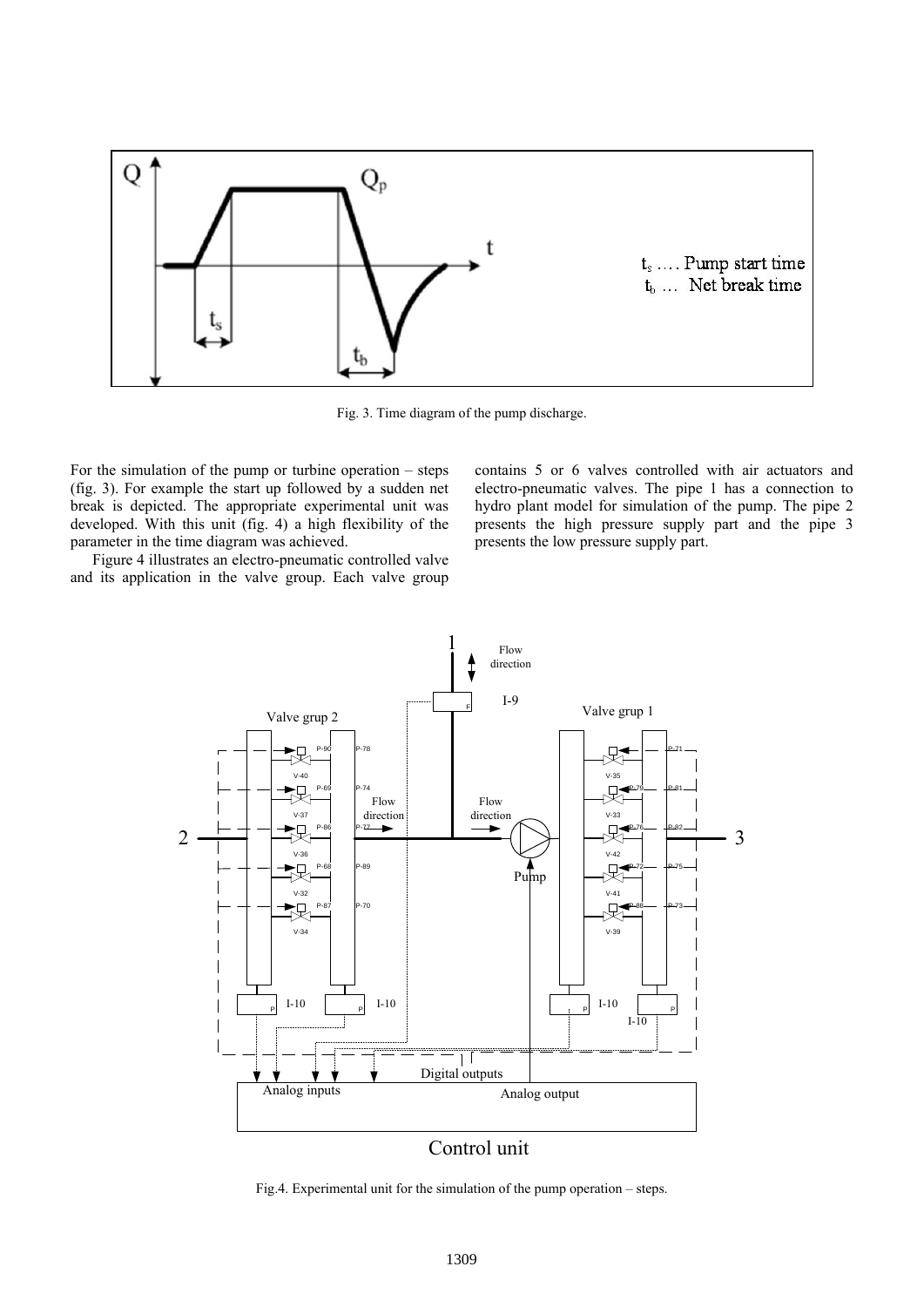Fig. 3. Time diagram of the pump discharge.

For the simulation of the pump or turbine operation – steps (fig. 3). For example the start up followed by a sudden net break is depicted. The appropriate experimental unit was developed. With this unit (fig. 4) a high flexibility of the parameter in the time diagram was achieved.

Figure 4 illustrates an electro-pneumatic controlled valve and its application in the valve group. Each valve group contains 5 or 6 valves controlled with air actuators and electro-pneumatic valves. The pipe 1 has a connection to hydro plant model for simulation of the pump. The pipe 2 presents the high pressure supply part and the pipe 3 presents the low pressure supply part.

Fig.4. Experimental unit for the simulation of the pump operation – steps.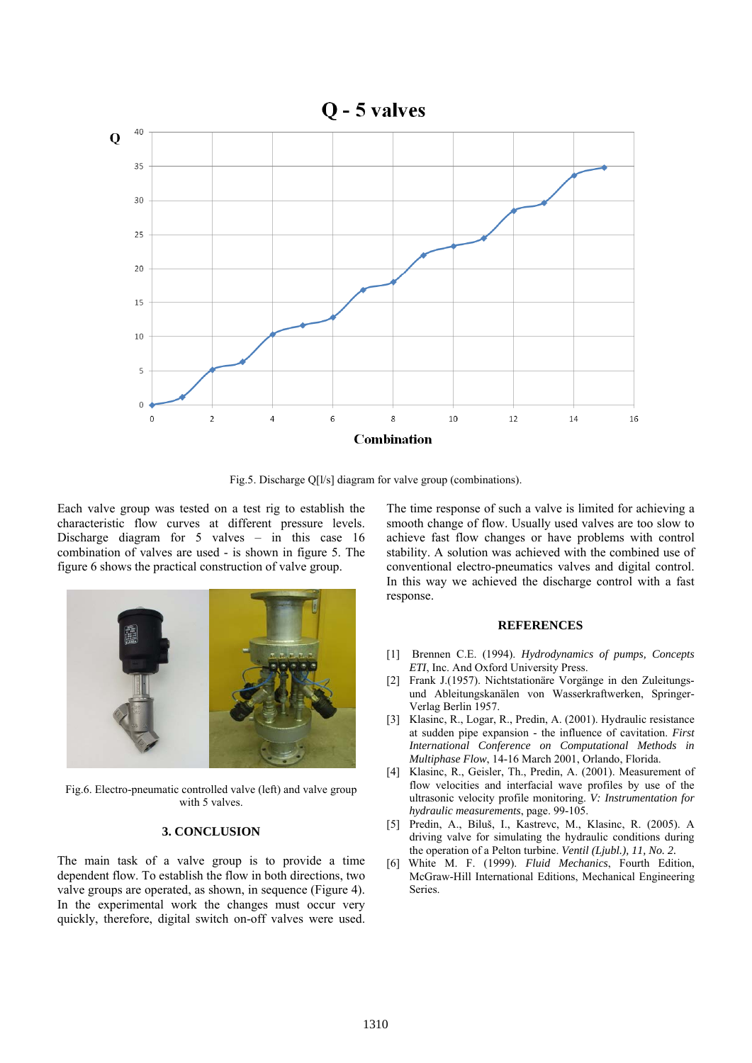Q - 5 valves

Q

40
35
30
25
20
15
10
5
0

0 2 4 6 8 10 12 14 16

Combination

Fig.5. Discharge Q[l/s] diagram for valve group (combinations).

Each valve group was tested on a test rig to establish the characteristic flow curves at different pressure levels. Discharge diagram for 5 valves – in this case 16 combination of valves are used - is shown in figure 5. The figure 6 shows the practical construction of valve group.

Fig.6. Electro-pneumatic controlled valve (left) and valve group with 5 valves.

## 3. CONCLUSION

The main task of a valve group is to provide a time dependent flow. To establish the flow in both directions, two valve groups are operated, as shown, in sequence (Figure 4). In the experimental work the changes must occur very quickly, therefore, digital switch on-off valves were used. The time response of such a valve is limited for achieving a smooth change of flow. Usually used valves are too slow to achieve fast flow changes or have problems with control stability. A solution was achieved with the combined use of conventional electro-pneumatics valves and digital control. In this way we achieved the discharge control with a fast response.

## REFERENCES

[1] Brennen C.E. (1994). *Hydrodynamics of pumps, Concepts ETI*, Inc. And Oxford University Press.

[2] Frank J.(1957). Nichtstationäre Vorgänge in den Zuleitungs- und Ableitungskanälen von Wasserkraftwerken, Springer-Verlag Berlin 1957.

[3] Klasinc, R., Logar, R., Predin, A. (2001). Hydraulic resistance at sudden pipe expansion - the influence of cavitation. *First International Conference on Computational Methods in Multiphase Flow*, 14-16 March 2001, Orlando, Florida.

[4] Klasinc, R., Geisler, Th., Predin, A. (2001). Measurement of flow velocities and interfacial wave profiles by use of the ultrasonic velocity profile monitoring. *V: Instrumentation for hydraulic measurements*, page. 99-105.

[5] Predin, A., Biluš, I., Kastrevc, M., Klasinc, R. (2005). A driving valve for simulating the hydraulic conditions during the operation of a Pelton turbine. *Ventil (Ljubl.), 11, No. 2*.

[6] White M. F. (1999). *Fluid Mechanics*, Fourth Edition, McGraw-Hill International Editions, Mechanical Engineering Series.